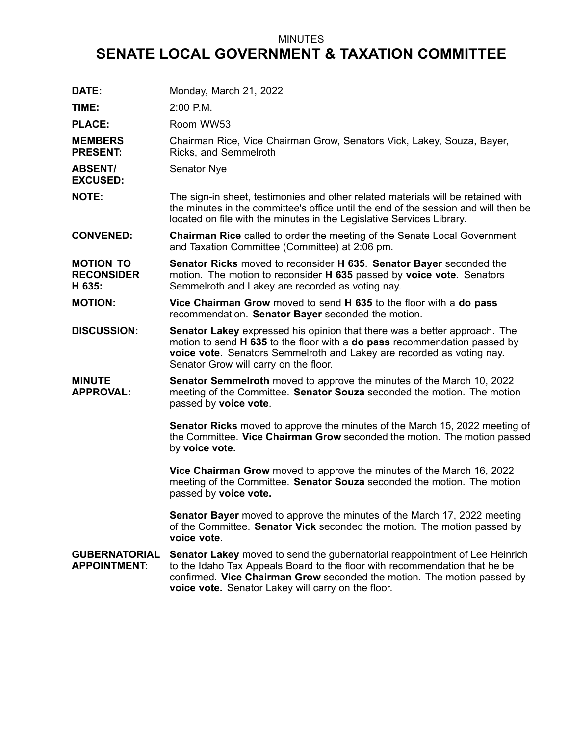MINUTES

# SENATE LOCAL GOVERNMENT & TAXATION COMMITTEE

**DATE:** Monday, March 21, 2022

**TIME:** 2:00 P.M.

**PLACE:** Room WW53

**MEMBERS PRESENT:** Chairman Rice, Vice Chairman Grow, Senators Vick, Lakey, Souza, Bayer, Ricks, and Semmelroth

**ABSENT/ EXCUSED:** Senator Nye

**NOTE:** The sign-in sheet, testimonies and other related materials will be retained with the minutes in the committee's office until the end of the session and will then be located on file with the minutes in the Legislative Services Library.

**CONVENED:** **Chairman Rice** called to order the meeting of the Senate Local Government and Taxation Committee (Committee) at 2:06 pm.

**MOTION TO RECONSIDER H 635:** **Senator Ricks** moved to reconsider **H 635**. **Senator Bayer** seconded the motion. The motion to reconsider **H 635** passed by **voice vote**. Senators Semmelroth and Lakey are recorded as voting nay.

**MOTION:** **Vice Chairman Grow** moved to send **H 635** to the floor with a **do pass** recommendation. **Senator Bayer** seconded the motion.

**DISCUSSION:** **Senator Lakey** expressed his opinion that there was a better approach. The motion to send **H 635** to the floor with a **do pass** recommendation passed by **voice vote**. Senators Semmelroth and Lakey are recorded as voting nay. Senator Grow will carry on the floor.

**MINUTE APPROVAL:** **Senator Semmelroth** moved to approve the minutes of the March 10, 2022 meeting of the Committee. **Senator Souza** seconded the motion. The motion passed by **voice vote**.

**Senator Ricks** moved to approve the minutes of the March 15, 2022 meeting of the Committee. **Vice Chairman Grow** seconded the motion. The motion passed by **voice vote.**

**Vice Chairman Grow** moved to approve the minutes of the March 16, 2022 meeting of the Committee. **Senator Souza** seconded the motion. The motion passed by **voice vote.**

**Senator Bayer** moved to approve the minutes of the March 17, 2022 meeting of the Committee. **Senator Vick** seconded the motion. The motion passed by **voice vote.**

**GUBERNATORIAL APPOINTMENT:** **Senator Lakey** moved to send the gubernatorial reappointment of Lee Heinrich to the Idaho Tax Appeals Board to the floor with recommendation that he be confirmed. **Vice Chairman Grow** seconded the motion. The motion passed by **voice vote.** Senator Lakey will carry on the floor.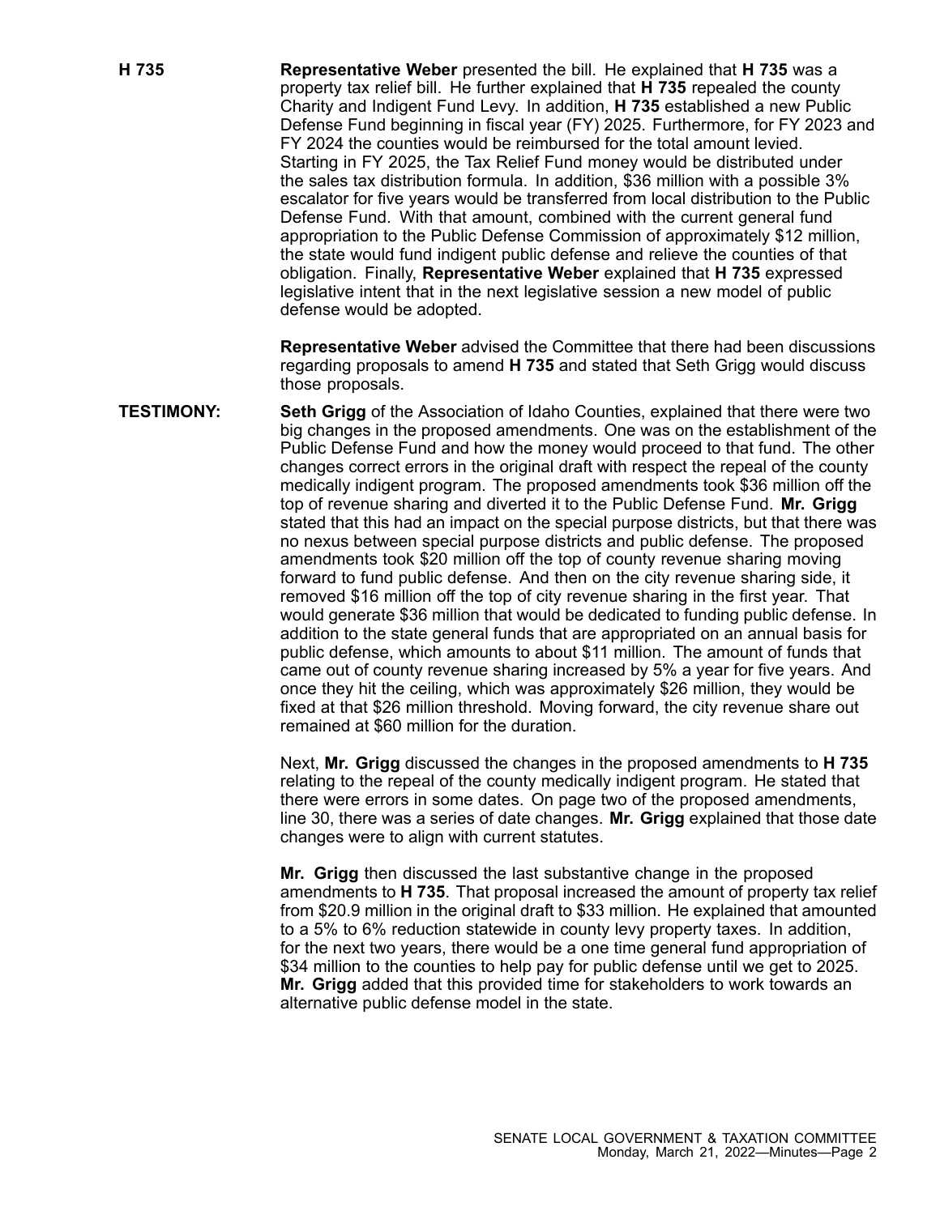**H 735** **Representative Weber** presented the bill. He explained that **H 735** was a property tax relief bill. He further explained that **H 735** repealed the county Charity and Indigent Fund Levy. In addition, **H 735** established a new Public Defense Fund beginning in fiscal year (FY) 2025. Furthermore, for FY 2023 and FY 2024 the counties would be reimbursed for the total amount levied. Starting in FY 2025, the Tax Relief Fund money would be distributed under the sales tax distribution formula. In addition, $36 million with a possible 3% escalator for five years would be transferred from local distribution to the Public Defense Fund. With that amount, combined with the current general fund appropriation to the Public Defense Commission of approximately $12 million, the state would fund indigent public defense and relieve the counties of that obligation. Finally, **Representative Weber** explained that **H 735** expressed legislative intent that in the next legislative session a new model of public defense would be adopted.

**Representative Weber** advised the Committee that there had been discussions regarding proposals to amend **H 735** and stated that Seth Grigg would discuss those proposals.

**TESTIMONY:** **Seth Grigg** of the Association of Idaho Counties, explained that there were two big changes in the proposed amendments. One was on the establishment of the Public Defense Fund and how the money would proceed to that fund. The other changes correct errors in the original draft with respect the repeal of the county medically indigent program. The proposed amendments took $36 million off the top of revenue sharing and diverted it to the Public Defense Fund. **Mr. Grigg** stated that this had an impact on the special purpose districts, but that there was no nexus between special purpose districts and public defense. The proposed amendments took $20 million off the top of county revenue sharing moving forward to fund public defense. And then on the city revenue sharing side, it removed $16 million off the top of city revenue sharing in the first year. That would generate $36 million that would be dedicated to funding public defense. In addition to the state general funds that are appropriated on an annual basis for public defense, which amounts to about $11 million. The amount of funds that came out of county revenue sharing increased by 5% a year for five years. And once they hit the ceiling, which was approximately $26 million, they would be fixed at that $26 million threshold. Moving forward, the city revenue share out remained at $60 million for the duration.

Next, **Mr. Grigg** discussed the changes in the proposed amendments to **H 735** relating to the repeal of the county medically indigent program. He stated that there were errors in some dates. On page two of the proposed amendments, line 30, there was a series of date changes. **Mr. Grigg** explained that those date changes were to align with current statutes.

**Mr. Grigg** then discussed the last substantive change in the proposed amendments to **H 735**. That proposal increased the amount of property tax relief from $20.9 million in the original draft to $33 million. He explained that amounted to a 5% to 6% reduction statewide in county levy property taxes. In addition, for the next two years, there would be a one time general fund appropriation of $34 million to the counties to help pay for public defense until we get to 2025. **Mr. Grigg** added that this provided time for stakeholders to work towards an alternative public defense model in the state.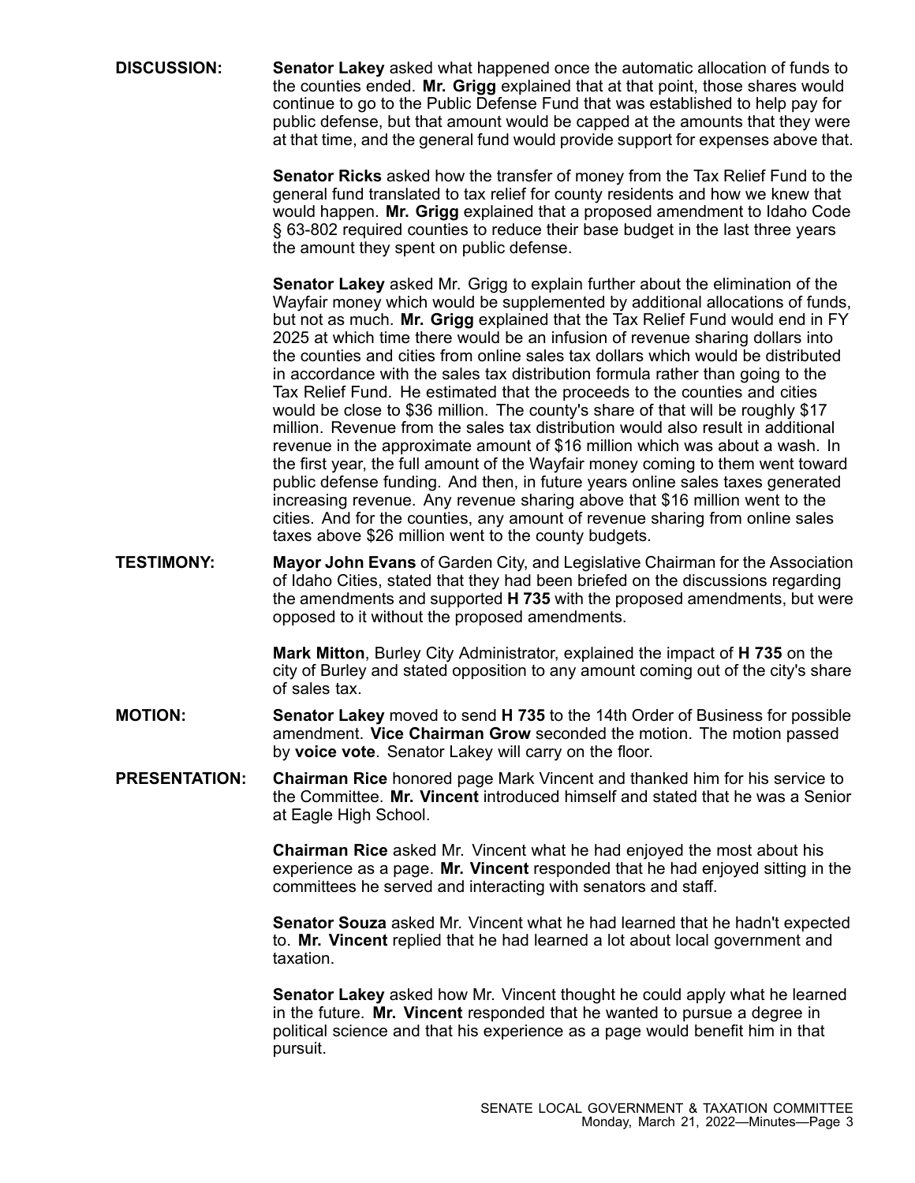**DISCUSSION:** **Senator Lakey** asked what happened once the automatic allocation of funds to the counties ended. **Mr. Grigg** explained that at that point, those shares would continue to go to the Public Defense Fund that was established to help pay for public defense, but that amount would be capped at the amounts that they were at that time, and the general fund would provide support for expenses above that.

**Senator Ricks** asked how the transfer of money from the Tax Relief Fund to the general fund translated to tax relief for county residents and how we knew that would happen. **Mr. Grigg** explained that a proposed amendment to Idaho Code § 63-802 required counties to reduce their base budget in the last three years the amount they spent on public defense.

**Senator Lakey** asked Mr. Grigg to explain further about the elimination of the Wayfair money which would be supplemented by additional allocations of funds, but not as much. **Mr. Grigg** explained that the Tax Relief Fund would end in FY 2025 at which time there would be an infusion of revenue sharing dollars into the counties and cities from online sales tax dollars which would be distributed in accordance with the sales tax distribution formula rather than going to the Tax Relief Fund. He estimated that the proceeds to the counties and cities would be close to $36 million. The county's share of that will be roughly $17 million. Revenue from the sales tax distribution would also result in additional revenue in the approximate amount of $16 million which was about a wash. In the first year, the full amount of the Wayfair money coming to them went toward public defense funding. And then, in future years online sales taxes generated increasing revenue. Any revenue sharing above that $16 million went to the cities. And for the counties, any amount of revenue sharing from online sales taxes above $26 million went to the county budgets.

**TESTIMONY:** **Mayor John Evans** of Garden City, and Legislative Chairman for the Association of Idaho Cities, stated that they had been briefed on the discussions regarding the amendments and supported **H 735** with the proposed amendments, but were opposed to it without the proposed amendments.

**Mark Mitton**, Burley City Administrator, explained the impact of **H 735** on the city of Burley and stated opposition to any amount coming out of the city's share of sales tax.

**MOTION:** **Senator Lakey** moved to send **H 735** to the 14th Order of Business for possible amendment. **Vice Chairman Grow** seconded the motion. The motion passed by **voice vote**. Senator Lakey will carry on the floor.

**PRESENTATION:** **Chairman Rice** honored page Mark Vincent and thanked him for his service to the Committee. **Mr. Vincent** introduced himself and stated that he was a Senior at Eagle High School.

**Chairman Rice** asked Mr. Vincent what he had enjoyed the most about his experience as a page. **Mr. Vincent** responded that he had enjoyed sitting in the committees he served and interacting with senators and staff.

**Senator Souza** asked Mr. Vincent what he had learned that he hadn't expected to. **Mr. Vincent** replied that he had learned a lot about local government and taxation.

**Senator Lakey** asked how Mr. Vincent thought he could apply what he learned in the future. **Mr. Vincent** responded that he wanted to pursue a degree in political science and that his experience as a page would benefit him in that pursuit.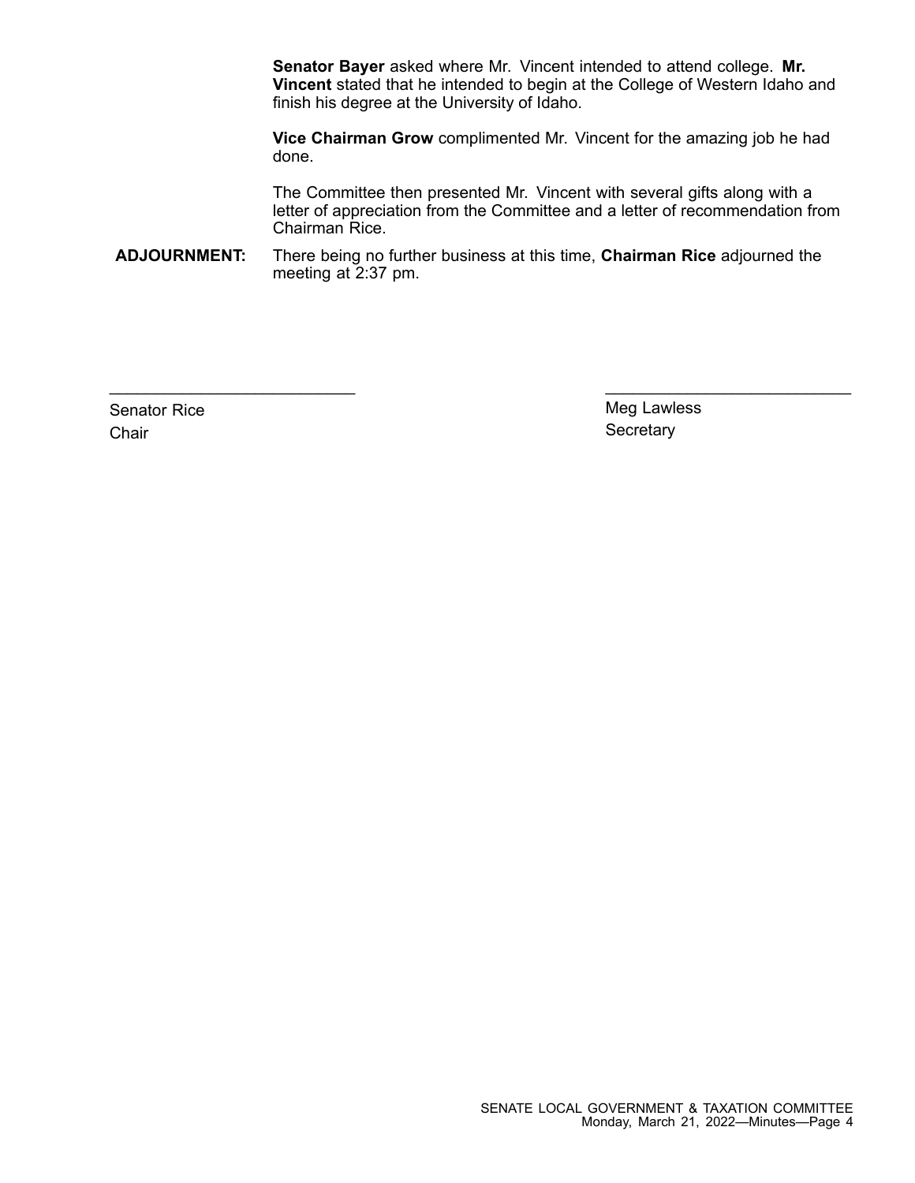**Senator Bayer** asked where Mr. Vincent intended to attend college. **Mr. Vincent** stated that he intended to begin at the College of Western Idaho and finish his degree at the University of Idaho.

**Vice Chairman Grow** complimented Mr. Vincent for the amazing job he had done.

The Committee then presented Mr. Vincent with several gifts along with a letter of appreciation from the Committee and a letter of recommendation from Chairman Rice.

**ADJOURNMENT:** There being no further business at this time, **Chairman Rice** adjourned the meeting at 2:37 pm.

| | |
|---|---|
| ___________________________ | ___________________________ |
| Senator Rice | Meg Lawless |
| Chair | Secretary |